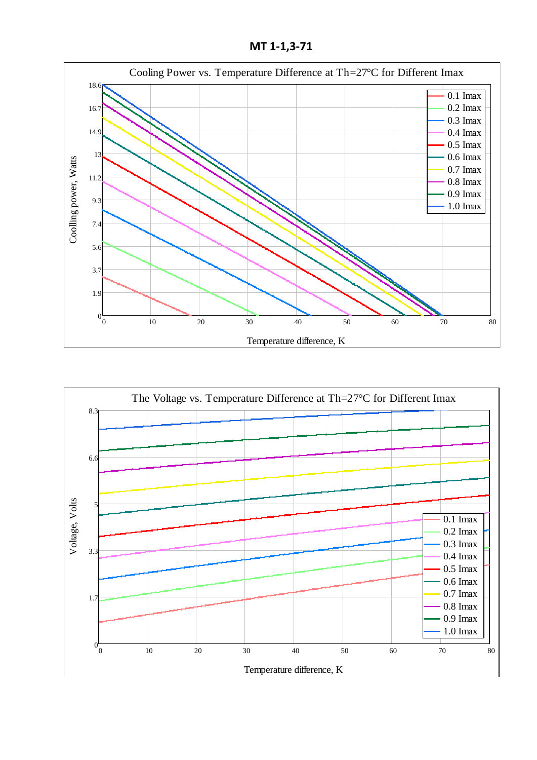# MT 1-1,3-71

**Cooling Power vs. Temperature Difference at Th=27°C for Different Imax**

Coolling power, Watts

Temperature difference, K

0.1 Imax
0.2 Imax
0.3 Imax
0.4 Imax
0.5 Imax
0.6 Imax
0.7 Imax
0.8 Imax
0.9 Imax
1.0 Imax

**The Voltage vs. Temperature Difference at Th=27°C for Different Imax**

Voltage, Volts

Temperature difference, K

0.1 Imax
0.2 Imax
0.3 Imax
0.4 Imax
0.5 Imax
0.6 Imax
0.7 Imax
0.8 Imax
0.9 Imax
1.0 Imax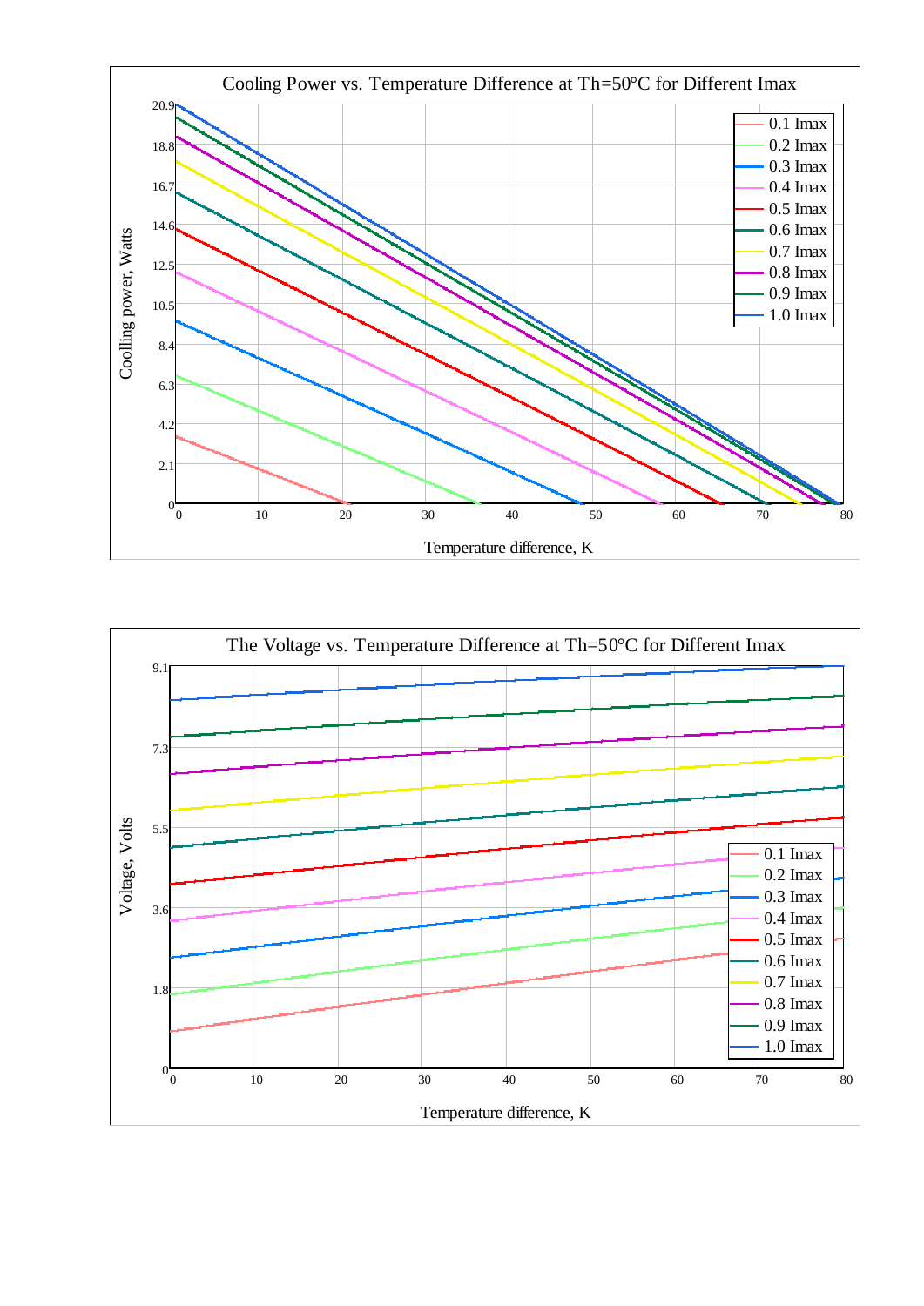Cooling Power vs. Temperature Difference at Th=50°C for Different Imax

Coolling power, Watts

20.9
18.8
16.7
14.6
12.5
10.5
8.4
6.3
4.2
2.1
0

0 10 20 30 40 50 60 70 80

Temperature difference, K

0.1 Imax
0.2 Imax
0.3 Imax
0.4 Imax
0.5 Imax
0.6 Imax
0.7 Imax
0.8 Imax
0.9 Imax
1.0 Imax

The Voltage vs. Temperature Difference at Th=50°C for Different Imax

Voltage, Volts

9.1
7.3
5.5
3.6
1.8
0

0 10 20 30 40 50 60 70 80

Temperature difference, K

0.1 Imax
0.2 Imax
0.3 Imax
0.4 Imax
0.5 Imax
0.6 Imax
0.7 Imax
0.8 Imax
0.9 Imax
1.0 Imax